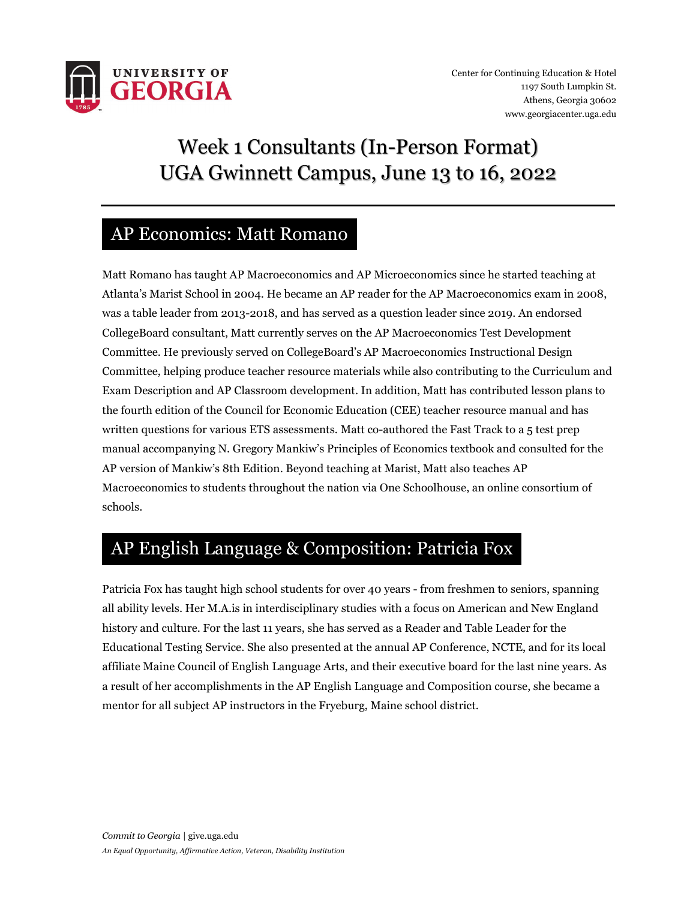Center for Continuing Education & Hotel
1197 South Lumpkin St.
Athens, Georgia 30602
www.georgiacenter.uga.edu

# Week 1 Consultants (In-Person Format)
# UGA Gwinnett Campus, June 13 to 16, 2022

## AP Economics: Matt Romano

Matt Romano has taught AP Macroeconomics and AP Microeconomics since he started teaching at Atlanta's Marist School in 2004. He became an AP reader for the AP Macroeconomics exam in 2008, was a table leader from 2013-2018, and has served as a question leader since 2019. An endorsed CollegeBoard consultant, Matt currently serves on the AP Macroeconomics Test Development Committee. He previously served on CollegeBoard's AP Macroeconomics Instructional Design Committee, helping produce teacher resource materials while also contributing to the Curriculum and Exam Description and AP Classroom development. In addition, Matt has contributed lesson plans to the fourth edition of the Council for Economic Education (CEE) teacher resource manual and has written questions for various ETS assessments. Matt co-authored the Fast Track to a 5 test prep manual accompanying N. Gregory Mankiw's Principles of Economics textbook and consulted for the AP version of Mankiw's 8th Edition. Beyond teaching at Marist, Matt also teaches AP Macroeconomics to students throughout the nation via One Schoolhouse, an online consortium of schools.

## AP English Language & Composition: Patricia Fox

Patricia Fox has taught high school students for over 40 years - from freshmen to seniors, spanning all ability levels. Her M.A.is in interdisciplinary studies with a focus on American and New England history and culture. For the last 11 years, she has served as a Reader and Table Leader for the Educational Testing Service. She also presented at the annual AP Conference, NCTE, and for its local affiliate Maine Council of English Language Arts, and their executive board for the last nine years. As a result of her accomplishments in the AP English Language and Composition course, she became a mentor for all subject AP instructors in the Fryeburg, Maine school district.

*Commit to Georgia* | give.uga.edu
*An Equal Opportunity, Affirmative Action, Veteran, Disability Institution*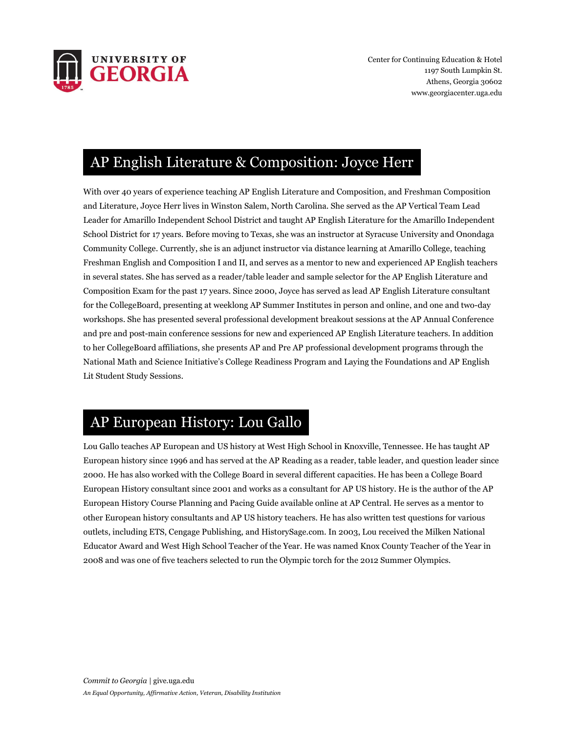## AP English Literature & Composition: Joyce Herr

With over 40 years of experience teaching AP English Literature and Composition, and Freshman Composition and Literature, Joyce Herr lives in Winston Salem, North Carolina. She served as the AP Vertical Team Lead Leader for Amarillo Independent School District and taught AP English Literature for the Amarillo Independent School District for 17 years. Before moving to Texas, she was an instructor at Syracuse University and Onondaga Community College. Currently, she is an adjunct instructor via distance learning at Amarillo College, teaching Freshman English and Composition I and II, and serves as a mentor to new and experienced AP English teachers in several states. She has served as a reader/table leader and sample selector for the AP English Literature and Composition Exam for the past 17 years. Since 2000, Joyce has served as lead AP English Literature consultant for the CollegeBoard, presenting at weeklong AP Summer Institutes in person and online, and one and two-day workshops. She has presented several professional development breakout sessions at the AP Annual Conference and pre and post-main conference sessions for new and experienced AP English Literature teachers. In addition to her CollegeBoard affiliations, she presents AP and Pre AP professional development programs through the National Math and Science Initiative's College Readiness Program and Laying the Foundations and AP English Lit Student Study Sessions.

## AP European History: Lou Gallo

Lou Gallo teaches AP European and US history at West High School in Knoxville, Tennessee. He has taught AP European history since 1996 and has served at the AP Reading as a reader, table leader, and question leader since 2000. He has also worked with the College Board in several different capacities. He has been a College Board European History consultant since 2001 and works as a consultant for AP US history. He is the author of the AP European History Course Planning and Pacing Guide available online at AP Central. He serves as a mentor to other European history consultants and AP US history teachers. He has also written test questions for various outlets, including ETS, Cengage Publishing, and HistorySage.com. In 2003, Lou received the Milken National Educator Award and West High School Teacher of the Year. He was named Knox County Teacher of the Year in 2008 and was one of five teachers selected to run the Olympic torch for the 2012 Summer Olympics.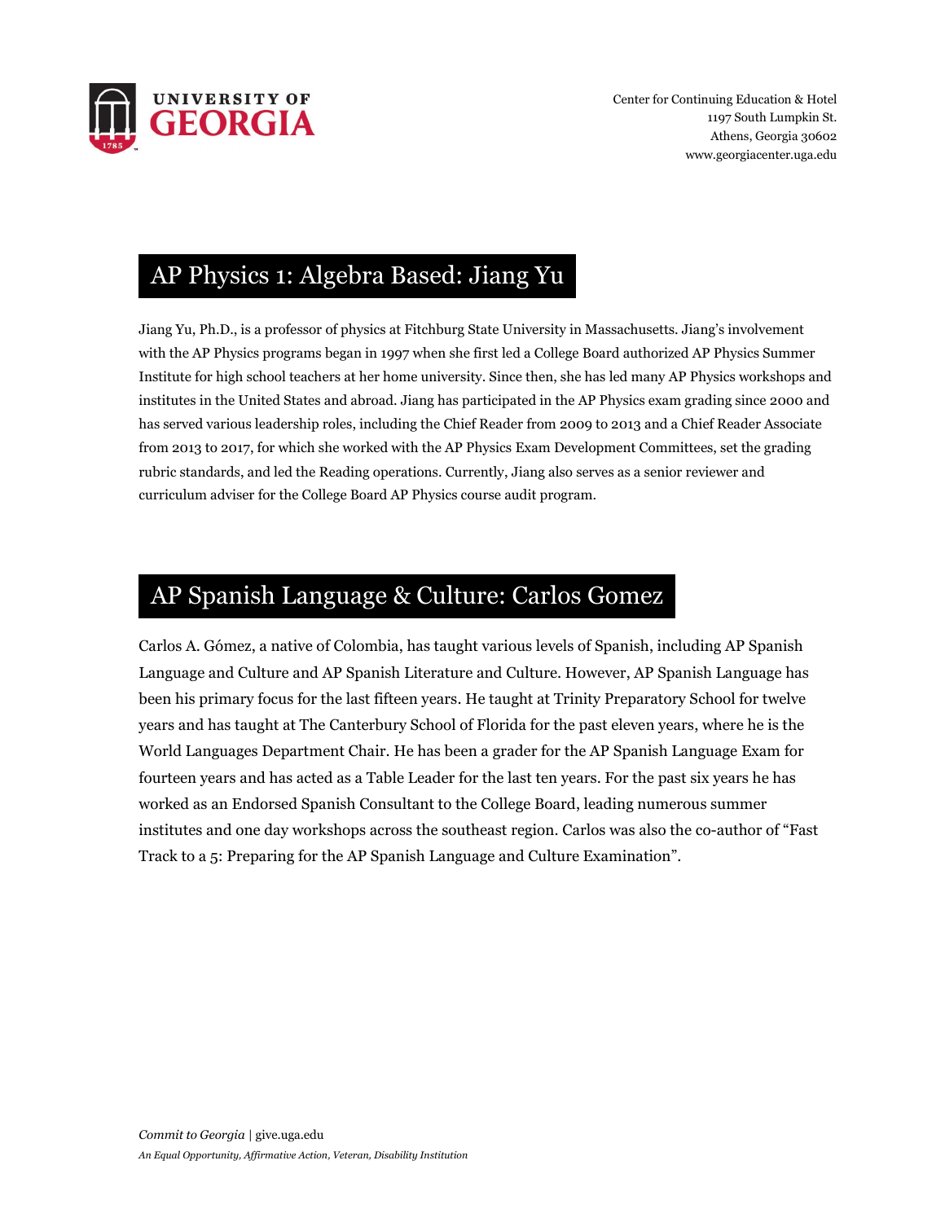## AP Physics 1: Algebra Based: Jiang Yu

Jiang Yu, Ph.D., is a professor of physics at Fitchburg State University in Massachusetts. Jiang's involvement with the AP Physics programs began in 1997 when she first led a College Board authorized AP Physics Summer Institute for high school teachers at her home university. Since then, she has led many AP Physics workshops and institutes in the United States and abroad. Jiang has participated in the AP Physics exam grading since 2000 and has served various leadership roles, including the Chief Reader from 2009 to 2013 and a Chief Reader Associate from 2013 to 2017, for which she worked with the AP Physics Exam Development Committees, set the grading rubric standards, and led the Reading operations. Currently, Jiang also serves as a senior reviewer and curriculum adviser for the College Board AP Physics course audit program.

## AP Spanish Language & Culture: Carlos Gomez

Carlos A. Gómez, a native of Colombia, has taught various levels of Spanish, including AP Spanish Language and Culture and AP Spanish Literature and Culture. However, AP Spanish Language has been his primary focus for the last fifteen years. He taught at Trinity Preparatory School for twelve years and has taught at The Canterbury School of Florida for the past eleven years, where he is the World Languages Department Chair. He has been a grader for the AP Spanish Language Exam for fourteen years and has acted as a Table Leader for the last ten years. For the past six years he has worked as an Endorsed Spanish Consultant to the College Board, leading numerous summer institutes and one day workshops across the southeast region. Carlos was also the co-author of "Fast Track to a 5: Preparing for the AP Spanish Language and Culture Examination".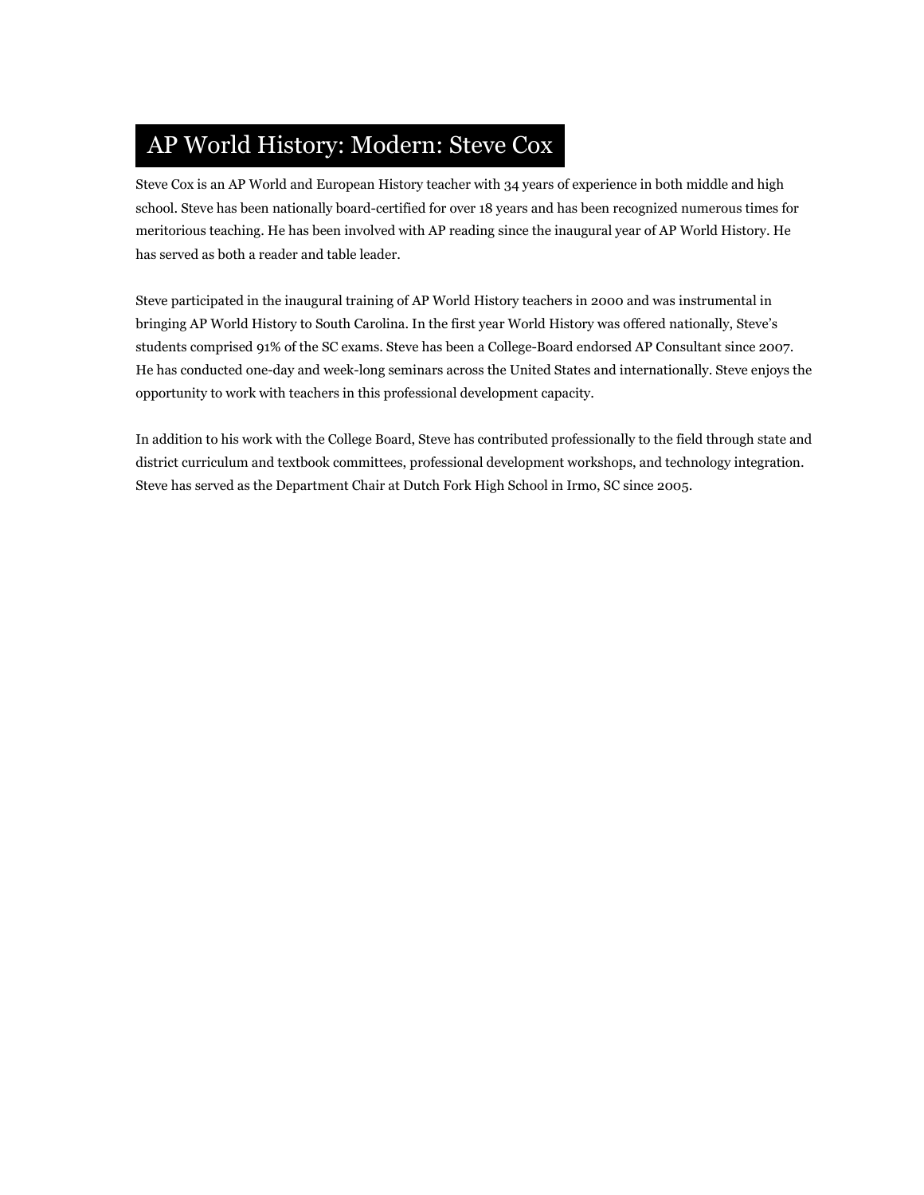# AP World History: Modern: Steve Cox

Steve Cox is an AP World and European History teacher with 34 years of experience in both middle and high school. Steve has been nationally board-certified for over 18 years and has been recognized numerous times for meritorious teaching. He has been involved with AP reading since the inaugural year of AP World History. He has served as both a reader and table leader.

Steve participated in the inaugural training of AP World History teachers in 2000 and was instrumental in bringing AP World History to South Carolina. In the first year World History was offered nationally, Steve's students comprised 91% of the SC exams. Steve has been a College-Board endorsed AP Consultant since 2007. He has conducted one-day and week-long seminars across the United States and internationally. Steve enjoys the opportunity to work with teachers in this professional development capacity.

In addition to his work with the College Board, Steve has contributed professionally to the field through state and district curriculum and textbook committees, professional development workshops, and technology integration. Steve has served as the Department Chair at Dutch Fork High School in Irmo, SC since 2005.